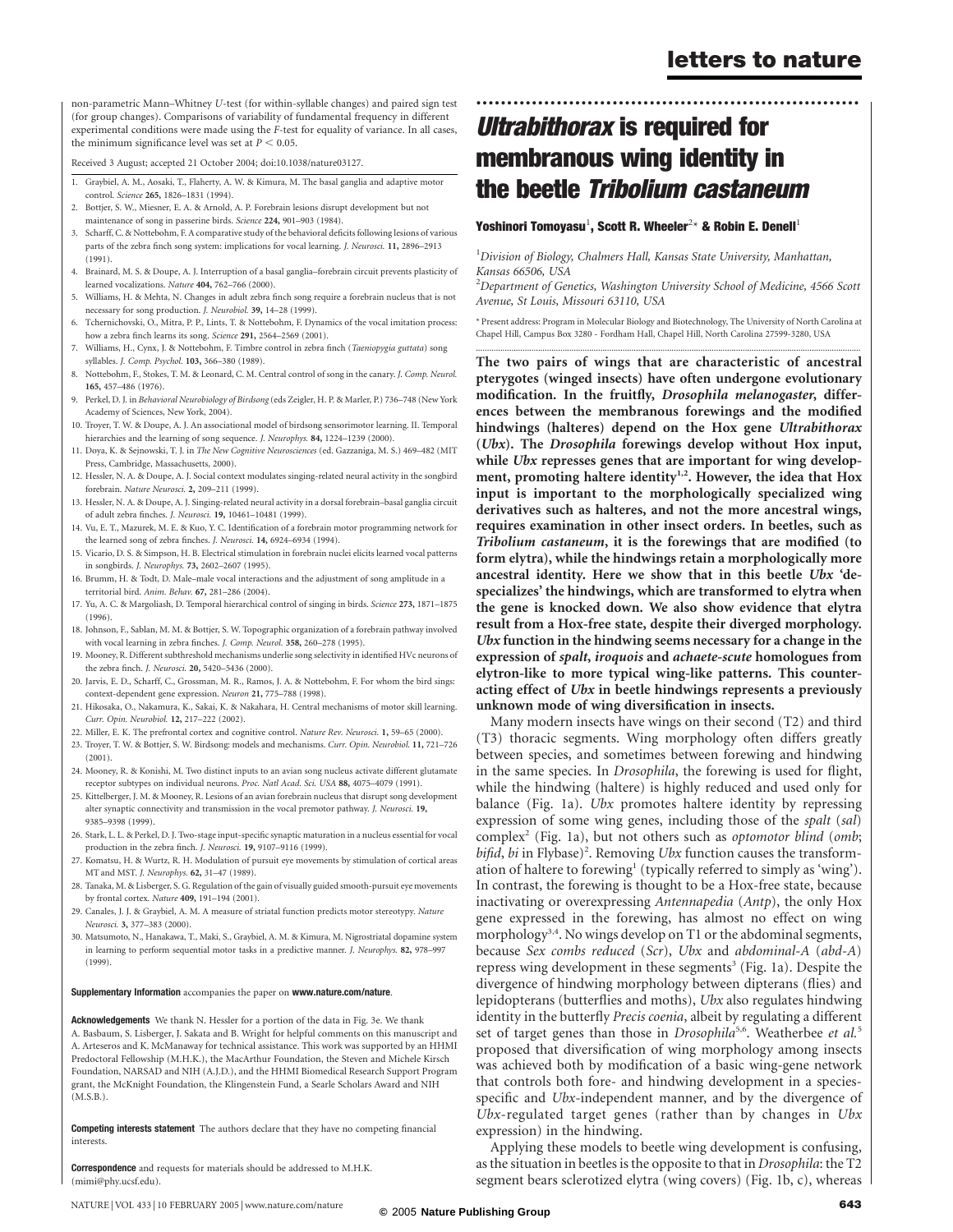non-parametric Mann–Whitney *U*-test (for within-syllable changes) and paired sign test (for group changes). Comparisons of variability of fundamental frequency in different experimental conditions were made using the *F*-test for equality of variance. In all cases, the minimum significance level was set at $P < 0.05$.

Received 3 August; accepted 21 October 2004; doi:10.1038/nature03127.

1. Graybiel, A. M., Aosaki, T., Flaherty, A. W. & Kimura, M. The basal ganglia and adaptive motor control. *Science* **265,** 1826–1831 (1994).
2. Bottjer, S. W., Miesner, E. A. & Arnold, A. P. Forebrain lesions disrupt development but not maintenance of song in passerine birds. *Science* **224,** 901–903 (1984).
3. Scharff, C. & Nottebohm, F. A comparative study of the behavioral deficits following lesions of various parts of the zebra finch song system: implications for vocal learning. *J. Neurosci.* **11,** 2896–2913 (1991).
4. Brainard, M. S. & Doupe, A. J. Interruption of a basal ganglia–forebrain circuit prevents plasticity of learned vocalizations. *Nature* **404,** 762–766 (2000).
5. Williams, H. & Mehta, N. Changes in adult zebra finch song require a forebrain nucleus that is not necessary for song production. *J. Neurobiol.* **39,** 14–28 (1999).
6. Tchernichovski, O., Mitra, P. P., Lints, T. & Nottebohm, F. Dynamics of the vocal imitation process: how a zebra finch learns its song. *Science* **291,** 2564–2569 (2001).
7. Williams, H., Cynx, J. & Nottebohm, F. Timbre control in zebra finch (*Taeniopygia guttata*) song syllables. *J. Comp. Psychol.* **103,** 366–380 (1989).
8. Nottebohm, F., Stokes, T. M. & Leonard, C. M. Central control of song in the canary. *J. Comp. Neurol.* **165,** 457–486 (1976).
9. Perkel, D. J. in *Behavioral Neurobiology of Birdsong* (eds Zeigler, H. P. & Marler, P.) 736–748 (New York Academy of Sciences, New York, 2004).
10. Troyer, T. W. & Doupe, A. J. An associational model of birdsong sensorimotor learning. II. Temporal hierarchies and the learning of song sequence. *J. Neurophys.* **84,** 1224–1239 (2000).
11. Doya, K. & Sejnowski, T. J. in *The New Cognitive Neurosciences* (ed. Gazzaniga, M. S.) 469–482 (MIT Press, Cambridge, Massachusetts, 2000).
12. Hessler, N. A. & Doupe, A. J. Social context modulates singing-related neural activity in the songbird forebrain. *Nature Neurosci.* **2,** 209–211 (1999).
13. Hessler, N. A. & Doupe, A. J. Singing-related neural activity in a dorsal forebrain–basal ganglia circuit of adult zebra finches. *J. Neurosci.* **19,** 10461–10481 (1999).
14. Vu, E. T., Mazurek, M. E. & Kuo, Y. C. Identification of a forebrain motor programming network for the learned song of zebra finches. *J. Neurosci.* **14,** 6924–6934 (1994).
15. Vicario, D. S. & Simpson, H. B. Electrical stimulation in forebrain nuclei elicits learned vocal patterns in songbirds. *J. Neurophys.* **73,** 2602–2607 (1995).
16. Brumm, H. & Todt, D. Male–male vocal interactions and the adjustment of song amplitude in a territorial bird. *Anim. Behav.* **67,** 281–286 (2004).
17. Yu, A. C. & Margoliash, D. Temporal hierarchical control of singing in birds. *Science* **273,** 1871–1875 (1996).
18. Johnson, F., Sablan, M. M. & Bottjer, S. W. Topographic organization of a forebrain pathway involved with vocal learning in zebra finches. *J. Comp. Neurol.* **358,** 260–278 (1995).
19. Mooney, R. Different subthreshold mechanisms underlie song selectivity in identified HVc neurons of the zebra finch. *J. Neurosci.* **20,** 5420–5436 (2000).
20. Jarvis, E. D., Scharff, C., Grossman, M. R., Ramos, J. A. & Nottebohm, F. For whom the bird sings: context-dependent gene expression. *Neuron* **21,** 775–788 (1998).
21. Hikosaka, O., Nakamura, K., Sakai, K. & Nakahara, H. Central mechanisms of motor skill learning. *Curr. Opin. Neurobiol.* **12,** 217–222 (2002).
22. Miller, E. K. The prefrontal cortex and cognitive control. *Nature Rev. Neurosci.* **1,** 59–65 (2000).
23. Troyer, T. W. & Bottjer, S. W. Birdsong: models and mechanisms. *Curr. Opin. Neurobiol.* **11,** 721–726 (2001).
24. Mooney, R. & Konishi, M. Two distinct inputs to an avian song nucleus activate different glutamate receptor subtypes on individual neurons. *Proc. Natl Acad. Sci. USA* **88,** 4075–4079 (1991).
25. Kittelberger, J. M. & Mooney, R. Lesions of an avian forebrain nucleus that disrupt song development alter synaptic connectivity and transmission in the vocal premotor pathway. *J. Neurosci.* **19,** 9385–9398 (1999).
26. Stark, L. L. & Perkel, D. J. Two-stage input-specific synaptic maturation in a nucleus essential for vocal production in the zebra finch. *J. Neurosci.* **19,** 9107–9116 (1999).
27. Komatsu, H. & Wurtz, R. H. Modulation of pursuit eye movements by stimulation of cortical areas MT and MST. *J. Neurophys.* **62,** 31–47 (1989).
28. Tanaka, M. & Lisberger, S. G. Regulation of the gain of visually guided smooth-pursuit eye movements by frontal cortex. *Nature* **409,** 191–194 (2001).
29. Canales, J. J. & Graybiel, A. M. A measure of striatal function predicts motor stereotypy. *Nature Neurosci.* **3,** 377–383 (2000).
30. Matsumoto, N., Hanakawa, T., Maki, S., Graybiel, A. M. & Kimura, M. Nigrostriatal dopamine system in learning to perform sequential motor tasks in a predictive manner. *J. Neurophys.* **82,** 978–997 (1999).

**Supplementary Information** accompanies the paper on **www.nature.com/nature**.

**Acknowledgements** We thank N. Hessler for a portion of the data in Fig. 3e. We thank A. Basbaum, S. Lisberger, J. Sakata and B. Wright for helpful comments on this manuscript and A. Arteseros and K. McManaway for technical assistance. This work was supported by an HHMI Predoctoral Fellowship (M.H.K.), the MacArthur Foundation, the Steven and Michele Kirsch Foundation, NARSAD and NIH (A.J.D.), and the HHMI Biomedical Research Support Program grant, the McKnight Foundation, the Klingenstein Fund, a Searle Scholars Award and NIH (M.S.B.).

**Competing interests statement** The authors declare that they have no competing financial interests.

**Correspondence** and requests for materials should be addressed to M.H.K. (mimi@phy.ucsf.edu).

# *Ultrabithorax* is required for membranous wing identity in the beetle *Tribolium castaneum*

**Yoshinori Tomoyasu**[1], **Scott R. Wheeler**[2*] **& Robin E. Denell**[1]

[1] *Division of Biology, Chalmers Hall, Kansas State University, Manhattan, Kansas 66506, USA*
[2] *Department of Genetics, Washington University School of Medicine, 4566 Scott Avenue, St Louis, Missouri 63110, USA*

\* Present address: Program in Molecular Biology and Biotechnology, The University of North Carolina at Chapel Hill, Campus Box 3280 - Fordham Hall, Chapel Hill, North Carolina 27599-3280, USA

**The two pairs of wings that are characteristic of ancestral pterygotes (winged insects) have often undergone evolutionary modification. In the fruitfly, *Drosophila melanogaster*, differences between the membranous forewings and the modified hindwings (halteres) depend on the Hox gene *Ultrabithorax* (*Ubx*). The *Drosophila* forewings develop without Hox input, while *Ubx* represses genes that are important for wing development, promoting haltere identity[1,2]. However, the idea that Hox input is important to the morphologically specialized wing derivatives such as halteres, and not the more ancestral wings, requires examination in other insect orders. In beetles, such as *Tribolium castaneum*, it is the forewings that are modified (to form elytra), while the hindwings retain a morphologically more ancestral identity. Here we show that in this beetle *Ubx* 'despecializes' the hindwings, which are transformed to elytra when the gene is knocked down. We also show evidence that elytra result from a Hox-free state, despite their diverged morphology. *Ubx* function in the hindwing seems necessary for a change in the expression of *spalt*, *iroquois* and *achaete-scute* homologues from elytron-like to more typical wing-like patterns. This counteracting effect of *Ubx* in beetle hindwings represents a previously unknown mode of wing diversification in insects.**

Many modern insects have wings on their second (T2) and third (T3) thoracic segments. Wing morphology often differs greatly between species, and sometimes between forewing and hindwing in the same species. In *Drosophila*, the forewing is used for flight, while the hindwing (haltere) is highly reduced and used only for balance (Fig. 1a). *Ubx* promotes haltere identity by repressing expression of some wing genes, including those of the *spalt* (*sal*) complex[2] (Fig. 1a), but not others such as *optomotor blind* (*omb*; *bifid*, *bi* in Flybase)[2]. Removing *Ubx* function causes the transformation of haltere to forewing[1] (typically referred to simply as 'wing'). In contrast, the forewing is thought to be a Hox-free state, because inactivating or overexpressing *Antennapedia* (*Antp*), the only Hox gene expressed in the forewing, has almost no effect on wing morphology[3,4]. No wings develop on T1 or the abdominal segments, because *Sex combs reduced* (*Scr*), *Ubx* and *abdominal-A* (*abd-A*) repress wing development in these segments[3] (Fig. 1a). Despite the divergence of hindwing morphology between dipterans (flies) and lepidopterans (butterflies and moths), *Ubx* also regulates hindwing identity in the butterfly *Precis coenia*, albeit by regulating a different set of target genes than those in *Drosophila*[5,6]. Weatherbee *et al.*[5] proposed that diversification of wing morphology among insects was achieved both by modification of a basic wing-gene network that controls both fore- and hindwing development in a species-specific and *Ubx*-independent manner, and by the divergence of *Ubx*-regulated target genes (rather than by changes in *Ubx* expression) in the hindwing.

Applying these models to beetle wing development is confusing, as the situation in beetles is the opposite to that in *Drosophila*: the T2 segment bears sclerotized elytra (wing covers) (Fig. 1b, c), whereas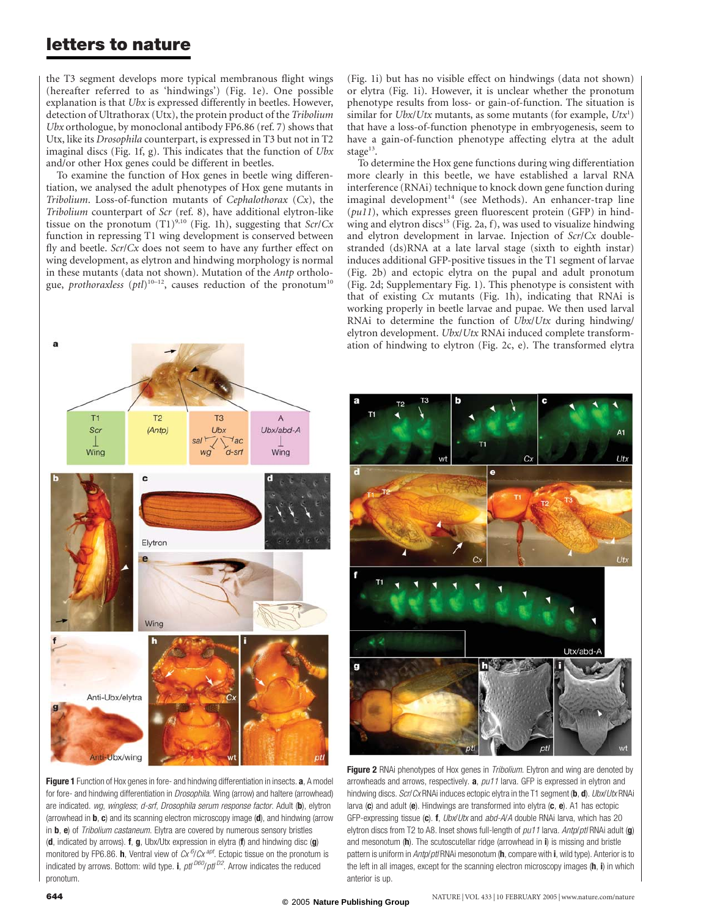the T3 segment develops more typical membranous flight wings (hereafter referred to as 'hindwings') (Fig. 1e). One possible explanation is that *Ubx* is expressed differently in beetles. However, detection of Ultrathorax (Utx), the protein product of the *Tribolium Ubx* orthologue, by monoclonal antibody FP6.86 (ref. 7) shows that Utx, like its *Drosophila* counterpart, is expressed in T3 but not in T2 imaginal discs (Fig. 1f, g). This indicates that the function of *Ubx* and/or other Hox genes could be different in beetles.

To examine the function of Hox genes in beetle wing differentiation, we analysed the adult phenotypes of Hox gene mutants in *Tribolium*. Loss-of-function mutants of *Cephalothorax* (*Cx*), the *Tribolium* counterpart of *Scr* (ref. 8), have additional elytron-like tissue on the pronotum (T1)[9,10] (Fig. 1h), suggesting that *Scr*/*Cx* function in repressing T1 wing development is conserved between fly and beetle. *Scr*/*Cx* does not seem to have any further effect on wing development, as elytron and hindwing morphology is normal in these mutants (data not shown). Mutation of the *Antp* orthologue, *prothoraxless* (*ptl*)[10–12], causes reduction of the pronotum[10] (Fig. 1i) but has no visible effect on hindwings (data not shown) or elytra (Fig. 1i). However, it is unclear whether the pronotum phenotype results from loss- or gain-of-function. The situation is similar for *Ubx*/*Utx* mutants, as some mutants (for example, *Utx*[1]) that have a loss-of-function phenotype in embryogenesis, seem to have a gain-of-function phenotype affecting elytra at the adult stage[13].

To determine the Hox gene functions during wing differentiation more clearly in this beetle, we have established a larval RNA interference (RNAi) technique to knock down gene function during imaginal development[14] (see Methods). An enhancer-trap line (*pu11*), which expresses green fluorescent protein (GFP) in hindwing and elytron discs[15] (Fig. 2a, f), was used to visualize hindwing and elytron development in larvae. Injection of *Scr*/*Cx* double-stranded (ds)RNA at a late larval stage (sixth to eighth instar) induces additional GFP-positive tissues in the T1 segment of larvae (Fig. 2b) and ectopic elytra on the pupal and adult pronotum (Fig. 2d; Supplementary Fig. 1). This phenotype is consistent with that of existing *Cx* mutants (Fig. 1h), indicating that RNAi is working properly in beetle larvae and pupae. We then used larval RNAi to determine the function of *Ubx*/*Utx* during hindwing/elytron development. *Ubx*/*Utx* RNAi induced complete transformation of hindwing to elytron (Fig. 2c, e). The transformed elytra

**Figure 1** Function of Hox genes in fore- and hindwing differentiation in insects. **a**, A model for fore- and hindwing differentiation in *Drosophila*. Wing (arrow) and haltere (arrowhead) are indicated. *wg*, *wingless*; *d-srf*, *Drosophila serum response factor*. Adult (**b**), elytron (arrowhead in **b**, **c**) and its scanning electron microscopy image (**d**), and hindwing (arrow in **b**, **e**) of *Tribolium castaneum*. Elytra are covered by numerous sensory bristles (**d**, indicated by arrows). **f**, **g**, Ubx/Utx expression in elytra (**f**) and hindwing disc (**g**) monitored by FP6.86. **h**, Ventral view of $Cx^{6}/Cx^{apt}$. Ectopic tissue on the pronotum is indicated by arrows. Bottom: wild type. **i**, $ptl^{D60}/ptl^{D2}$. Arrow indicates the reduced pronotum.

**Figure 2** RNAi phenotypes of Hox genes in *Tribolium*. Elytron and wing are denoted by arrowheads and arrows, respectively. **a**, *pu11* larva. GFP is expressed in elytron and hindwing discs. *Scr*/*Cx* RNAi induces ectopic elytra in the T1 segment (**b**, **d**). *Ubx*/*Utx* RNAi larva (**c**) and adult (**e**). Hindwings are transformed into elytra (**c**, **e**). A1 has ectopic GFP-expressing tissue (**c**). **f**, *Ubx*/*Utx* and *abd-A*/*A* double RNAi larva, which has 20 elytron discs from T2 to A8. Inset shows full-length of *pu11* larva. *Antp*/*ptl* RNAi adult (**g**) and mesonotum (**h**). The scutoscutellar ridge (arrowhead in **i**) is missing and bristle pattern is uniform in *Antp*/*ptl* RNAi mesonotum (**h**, compare with **i**, wild type). Anterior is to the left in all images, except for the scanning electron microscopy images (**h**, **i**) in which anterior is up.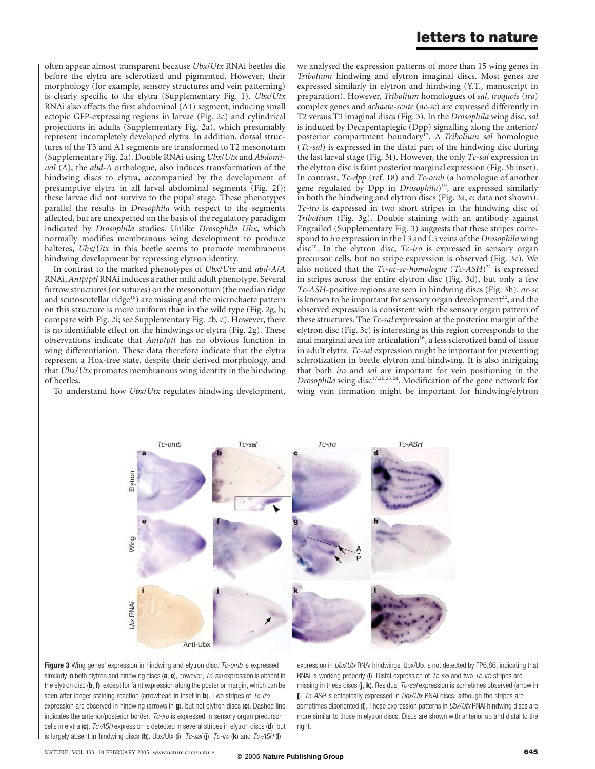often appear almost transparent because *Ubx/Utx* RNAi beetles die before the elytra are sclerotized and pigmented. However, their morphology (for example, sensory structures and vein patterning) is clearly specific to the elytra (Supplementary Fig. 1). *Ubx/Utx* RNAi also affects the first abdominal (A1) segment, inducing small ectopic GFP-expressing regions in larvae (Fig. 2c) and cylindrical projections in adults (Supplementary Fig. 2a), which presumably represent incompletely developed elytra. In addition, dorsal structures of the T3 and A1 segments are transformed to T2 mesonotum (Supplementary Fig. 2a). Double RNAi using *Ubx/Utx* and *Abdominal* (*A*), the *abd-A* orthologue, also induces transformation of the hindwing discs to elytra, accompanied by the development of presumptive elytra in all larval abdominal segments (Fig. 2f); these larvae did not survive to the pupal stage. These phenotypes parallel the results in *Drosophila* with respect to the segments affected, but are unexpected on the basis of the regulatory paradigm indicated by *Drosophila* studies. Unlike *Drosophila Ubx*, which normally modifies membranous wing development to produce halteres, *Ubx/Utx* in this beetle seems to promote membranous hindwing development by repressing elytron identity.

In contrast to the marked phenotypes of *Ubx/Utx* and *abd-A/A* RNAi, *Antp/ptl* RNAi induces a rather mild adult phenotype. Several furrow structures (or sutures) on the mesonotum (the median ridge and scutoscutellar ridge[16]) are missing and the microchaete pattern on this structure is more uniform than in the wild type (Fig. 2g, h; compare with Fig. 2i; see Supplementary Fig. 2b, c). However, there is no identifiable effect on the hindwings or elytra (Fig. 2g). These observations indicate that *Antp/ptl* has no obvious function in wing differentiation. These data therefore indicate that the elytra represent a Hox-free state, despite their derived morphology, and that *Ubx/Utx* promotes membranous wing identity in the hindwing of beetles.

To understand how *Ubx/Utx* regulates hindwing development, we analysed the expression patterns of more than 15 wing genes in *Tribolium* hindwing and elytron imaginal discs. Most genes are expressed similarly in elytron and hindwing (Y.T., manuscript in preparation). However, *Tribolium* homologues of *sal*, *iroquois* (*iro*) complex genes and *achaete-scute* (*ac-sc*) are expressed differently in T2 versus T3 imaginal discs (Fig. 3). In the *Drosophila* wing disc, *sal* is induced by Decapentaplegic (Dpp) signalling along the anterior/posterior compartment boundary[17]. A *Tribolium sal* homologue (*Tc-sal*) is expressed in the distal part of the hindwing disc during the last larval stage (Fig. 3f). However, the only *Tc-sal* expression in the elytron disc is faint posterior marginal expression (Fig. 3b inset). In contrast, *Tc-dpp* (ref. 18) and *Tc-omb* (a homologue of another gene regulated by Dpp in *Drosophila*)[19], are expressed similarly in both the hindwing and elytron discs (Fig. 3a, e; data not shown). *Tc-iro* is expressed in two short stripes in the hindwing disc of *Tribolium* (Fig. 3g). Double staining with an antibody against Engrailed (Supplementary Fig. 3) suggests that these stripes correspond to *iro* expression in the L3 and L5 veins of the *Drosophila* wing disc[20]. In the elytron disc, *Tc-iro* is expressed in sensory organ precursor cells, but no stripe expression is observed (Fig. 3c). We also noticed that the *Tc-ac-sc-homologue* (*Tc-ASH*)[21] is expressed in stripes across the entire elytron disc (Fig. 3d), but only a few *Tc-ASH*-positive regions are seen in hindwing discs (Fig. 3h). *ac-sc* is known to be important for sensory organ development[22], and the observed expression is consistent with the sensory organ pattern of these structures. The *Tc-sal* expression at the posterior margin of the elytron disc (Fig. 3c) is interesting as this region corresponds to the anal marginal area for articulation[16], a less sclerotized band of tissue in adult elytra. *Tc-sal* expression might be important for preventing sclerotization in beetle elytron and hindwing. It is also intriguing that both *iro* and *sal* are important for vein positioning in the *Drosophila* wing disc[17,20,23,24]. Modification of the gene network for wing vein formation might be important for hindwing/elytron

**Figure 3** Wing genes' expression in hindwing and elytron disc. *Tc-omb* is expressed similarly in both elytron and hindwing discs (**a**, **e**), however, *Tc-sal* expression is absent in the elytron disc (**b**, **f**), except for faint expression along the posterior margin, which can be seen after longer staining reaction (arrowhead in inset in **b**). Two stripes of *Tc-iro* expression are observed in hindwing (arrows in **g**), but not elytron discs (**c**). Dashed line indicates the anterior/posterior border. *Tc-iro* is expressed in sensory organ precursor cells in elytra (**c**). *Tc-ASH* expression is detected in several stripes in elytron discs (**d**), but is largely absent in hindwing discs (**h**). Ubx/Utx (**i**), *Tc-sal* (**j**), *Tc-iro* (**k**) and *Tc-ASH* (**l**) expression in *Ubx/Utx* RNAi hindwings. Ubx/Utx is not detected by FP6.86, indicating that RNAi is working properly (**i**). Distal expression of *Tc-sal* and two *Tc-iro* stripes are missing in these discs (**j**, **k**). Residual *Tc-sal* expression is sometimes observed (arrow in **j**). *Tc-ASH* is ectopically expressed in *Ubx/Utx* RNAi discs, although the stripes are sometimes disoriented (**l**). These expression patterns in *Ubx/Utx* RNAi hindwing discs are more similar to those in elytron discs. Discs are shown with anterior up and distal to the right.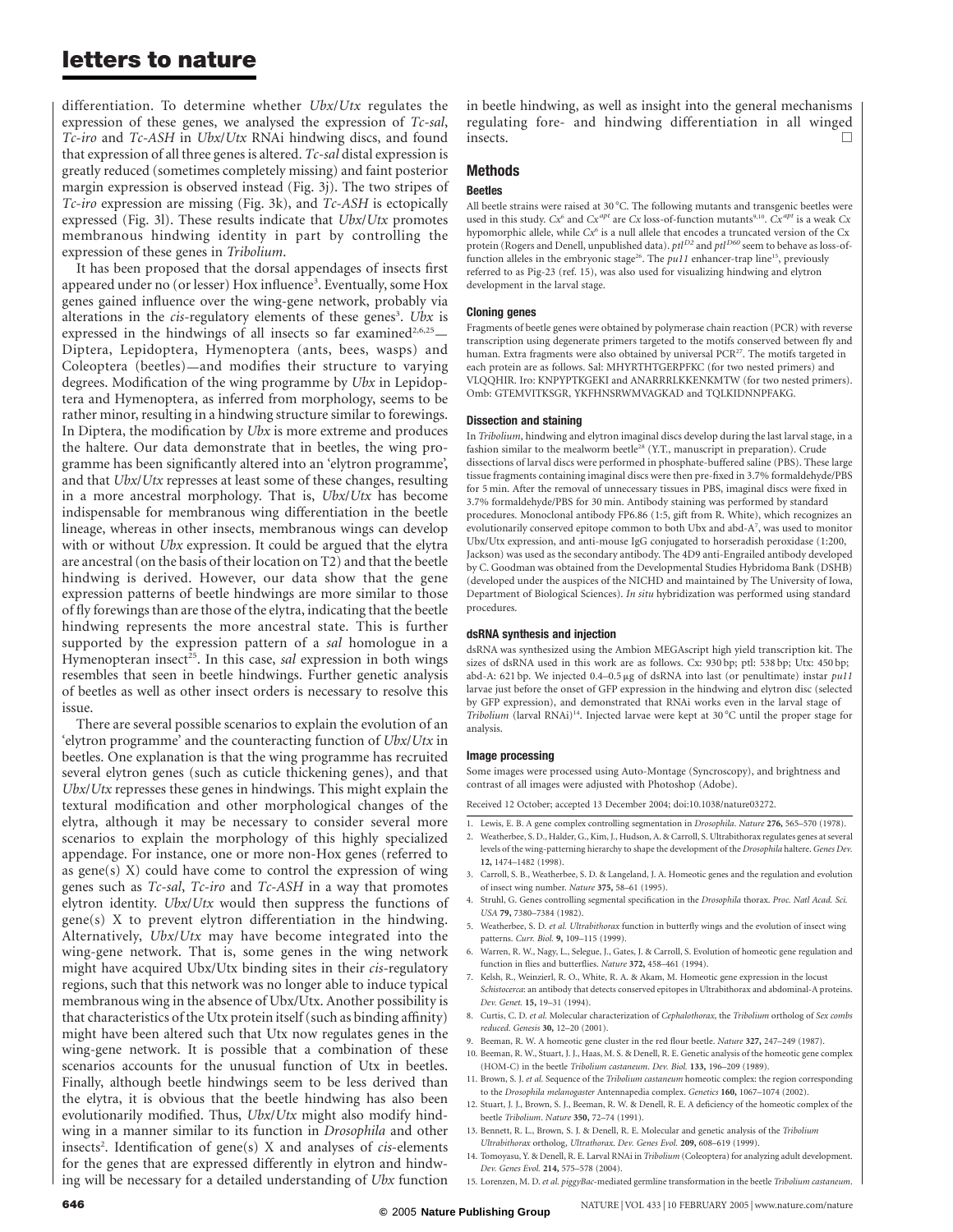differentiation. To determine whether *Ubx*/*Utx* regulates the expression of these genes, we analysed the expression of *Tc-sal*, *Tc-iro* and *Tc-ASH* in *Ubx*/*Utx* RNAi hindwing discs, and found that expression of all three genes is altered. *Tc-sal* distal expression is greatly reduced (sometimes completely missing) and faint posterior margin expression is observed instead (Fig. 3j). The two stripes of *Tc-iro* expression are missing (Fig. 3k), and *Tc-ASH* is ectopically expressed (Fig. 3l). These results indicate that *Ubx*/*Utx* promotes membranous hindwing identity in part by controlling the expression of these genes in *Tribolium*.

It has been proposed that the dorsal appendages of insects first appeared under no (or lesser) Hox influence[3]. Eventually, some Hox genes gained influence over the wing-gene network, probably via alterations in the *cis*-regulatory elements of these genes[3]. *Ubx* is expressed in the hindwings of all insects so far examined[2,6,25]—Diptera, Lepidoptera, Hymenoptera (ants, bees, wasps) and Coleoptera (beetles)—and modifies their structure to varying degrees. Modification of the wing programme by *Ubx* in Lepidoptera and Hymenoptera, as inferred from morphology, seems to be rather minor, resulting in a hindwing structure similar to forewings. In Diptera, the modification by *Ubx* is more extreme and produces the haltere. Our data demonstrate that in beetles, the wing programme has been significantly altered into an 'elytron programme', and that *Ubx*/*Utx* represses at least some of these changes, resulting in a more ancestral morphology. That is, *Ubx*/*Utx* has become indispensable for membranous wing differentiation in the beetle lineage, whereas in other insects, membranous wings can develop with or without *Ubx* expression. It could be argued that the elytra are ancestral (on the basis of their location on T2) and that the beetle hindwing is derived. However, our data show that the gene expression patterns of beetle hindwings are more similar to those of fly forewings than are those of the elytra, indicating that the beetle hindwing represents the more ancestral state. This is further supported by the expression pattern of a *sal* homologue in a Hymenopteran insect[25]. In this case, *sal* expression in both wings resembles that seen in beetle hindwings. Further genetic analysis of beetles as well as other insect orders is necessary to resolve this issue.

There are several possible scenarios to explain the evolution of an 'elytron programme' and the counteracting function of *Ubx*/*Utx* in beetles. One explanation is that the wing programme has recruited several elytron genes (such as cuticle thickening genes), and that *Ubx*/*Utx* represses these genes in hindwings. This might explain the textural modification and other morphological changes of the elytra, although it may be necessary to consider several more scenarios to explain the morphology of this highly specialized appendage. For instance, one or more non-Hox genes (referred to as gene(s) X) could have come to control the expression of wing genes such as *Tc-sal*, *Tc-iro* and *Tc-ASH* in a way that promotes elytron identity. *Ubx*/*Utx* would then suppress the functions of gene(s) X to prevent elytron differentiation in the hindwing. Alternatively, *Ubx*/*Utx* may have become integrated into the wing-gene network. That is, some genes in the wing network might have acquired Ubx/Utx binding sites in their *cis*-regulatory regions, such that this network was no longer able to induce typical membranous wing in the absence of Ubx/Utx. Another possibility is that characteristics of the Utx protein itself (such as binding affinity) might have been altered such that Utx now regulates genes in the wing-gene network. It is possible that a combination of these scenarios accounts for the unusual function of Utx in beetles. Finally, although beetle hindwings seem to be less derived than the elytra, it is obvious that the beetle hindwing has also been evolutionarily modified. Thus, *Ubx*/*Utx* might also modify hindwing in a manner similar to its function in *Drosophila* and other insects[2]. Identification of gene(s) X and analyses of *cis*-elements for the genes that are expressed differently in elytron and hindwing will be necessary for a detailed understanding of *Ubx* function in beetle hindwing, as well as insight into the general mechanisms regulating fore- and hindwing differentiation in all winged insects. □

## Methods

### Beetles

All beetle strains were raised at 30 °C. The following mutants and transgenic beetles were used in this study. $Cx^{6}$ and $Cx^{apt}$ are *Cx* loss-of-function mutants[9,10]. $Cx^{apt}$ is a weak *Cx* hypomorphic allele, while $Cx^{6}$ is a null allele that encodes a truncated version of the Cx protein (Rogers and Denell, unpublished data). $ptl^{D2}$ and $ptl^{D60}$ seem to behave as loss-of-function alleles in the embryonic stage[26]. The *pu11* enhancer-trap line[15], previously referred to as Pig-23 (ref. 15), was also used for visualizing hindwing and elytron development in the larval stage.

### Cloning genes

Fragments of beetle genes were obtained by polymerase chain reaction (PCR) with reverse transcription using degenerate primers targeted to the motifs conserved between fly and human. Extra fragments were also obtained by universal PCR[27]. The motifs targeted in each protein are as follows. Sal: MHYRTHTGERPFKC (for two nested primers) and VLQQHIR. Iro: KNPYPTKGEKI and ANARRRLKKENKMTW (for two nested primers). Omb: GTEMVITKSGR, YKFHNSRWMVAGKAD and TQLKIDNNPFAKG.

### Dissection and staining

In *Tribolium*, hindwing and elytron imaginal discs develop during the last larval stage, in a fashion similar to the mealworm beetle[28] (Y.T., manuscript in preparation). Crude dissections of larval discs were performed in phosphate-buffered saline (PBS). These large tissue fragments containing imaginal discs were then pre-fixed in 3.7% formaldehyde/PBS for 5 min. After the removal of unnecessary tissues in PBS, imaginal discs were fixed in 3.7% formaldehyde/PBS for 30 min. Antibody staining was performed by standard procedures. Monoclonal antibody FP6.86 (1:5, gift from R. White), which recognizes an evolutionarily conserved epitope common to both Ubx and abd-A[7], was used to monitor Ubx/Utx expression, and anti-mouse IgG conjugated to horseradish peroxidase (1:200, Jackson) was used as the secondary antibody. The 4D9 anti-Engrailed antibody developed by C. Goodman was obtained from the Developmental Studies Hybridoma Bank (DSHB) (developed under the auspices of the NICHD and maintained by The University of Iowa, Department of Biological Sciences). *In situ* hybridization was performed using standard procedures.

### dsRNA synthesis and injection

dsRNA was synthesized using the Ambion MEGAscript high yield transcription kit. The sizes of dsRNA used in this work are as follows. Cx: 930 bp; ptl: 538 bp; Utx: 450 bp; abd-A: 621 bp. We injected 0.4–0.5 μg of dsRNA into last (or penultimate) instar *pu11* larvae just before the onset of GFP expression in the hindwing and elytron disc (selected by GFP expression), and demonstrated that RNAi works even in the larval stage of *Tribolium* (larval RNAi)[14]. Injected larvae were kept at 30 °C until the proper stage for analysis.

### Image processing

Some images were processed using Auto-Montage (Syncroscopy), and brightness and contrast of all images were adjusted with Photoshop (Adobe).

Received 12 October; accepted 13 December 2004; doi:10.1038/nature03272.

1. Lewis, E. B. A gene complex controlling segmentation in *Drosophila*. *Nature* **276,** 565–570 (1978).
2. Weatherbee, S. D., Halder, G., Kim, J., Hudson, A. & Carroll, S. Ultrabithorax regulates genes at several levels of the wing-patterning hierarchy to shape the development of the *Drosophila* haltere. *Genes Dev.* **12,** 1474–1482 (1998).
3. Carroll, S. B., Weatherbee, S. D. & Langeland, J. A. Homeotic genes and the regulation and evolution of insect wing number. *Nature* **375,** 58–61 (1995).
4. Struhl, G. Genes controlling segmental specification in the *Drosophila* thorax. *Proc. Natl Acad. Sci. USA* **79,** 7380–7384 (1982).
5. Weatherbee, S. D. *et al. Ultrabithorax* function in butterfly wings and the evolution of insect wing patterns. *Curr. Biol.* **9,** 109–115 (1999).
6. Warren, R. W., Nagy, L., Selegue, J., Gates, J. & Carroll, S. Evolution of homeotic gene regulation and function in flies and butterflies. *Nature* **372,** 458–461 (1994).
7. Kelsh, R., Weinzierl, R. O., White, R. A. & Akam, M. Homeotic gene expression in the locust *Schistocerca*: an antibody that detects conserved epitopes in Ultrabithorax and abdominal-A proteins. *Dev. Genet.* **15,** 19–31 (1994).
8. Curtis, C. D. *et al.* Molecular characterization of *Cephalothorax*, the *Tribolium* ortholog of *Sex combs reduced*. *Genesis* **30,** 12–20 (2001).
9. Beeman, R. W. A homeotic gene cluster in the red flour beetle. *Nature* **327,** 247–249 (1987).
10. Beeman, R. W., Stuart, J. J., Haas, M. S. & Denell, R. E. Genetic analysis of the homeotic gene complex (HOM-C) in the beetle *Tribolium castaneum*. *Dev. Biol.* **133,** 196–209 (1989).
11. Brown, S. J. *et al.* Sequence of the *Tribolium castaneum* homeotic complex: the region corresponding to the *Drosophila melanogaster* Antennapedia complex. *Genetics* **160,** 1067–1074 (2002).
12. Stuart, J. J., Brown, S. J., Beeman, R. W. & Denell, R. E. A deficiency of the homeotic complex of the beetle *Tribolium*. *Nature* **350,** 72–74 (1991).
13. Bennett, R. L., Brown, S. J. & Denell, R. E. Molecular and genetic analysis of the *Tribolium Ultrabithorax* ortholog, *Ultrathorax*. *Dev. Genes Evol.* **209,** 608–619 (1999).
14. Tomoyasu, Y. & Denell, R. E. Larval RNAi in *Tribolium* (Coleoptera) for analyzing adult development. *Dev. Genes Evol.* **214,** 575–578 (2004).
15. Lorenzen, M. D. *et al. piggyBac*-mediated germline transformation in the beetle *Tribolium castaneum*.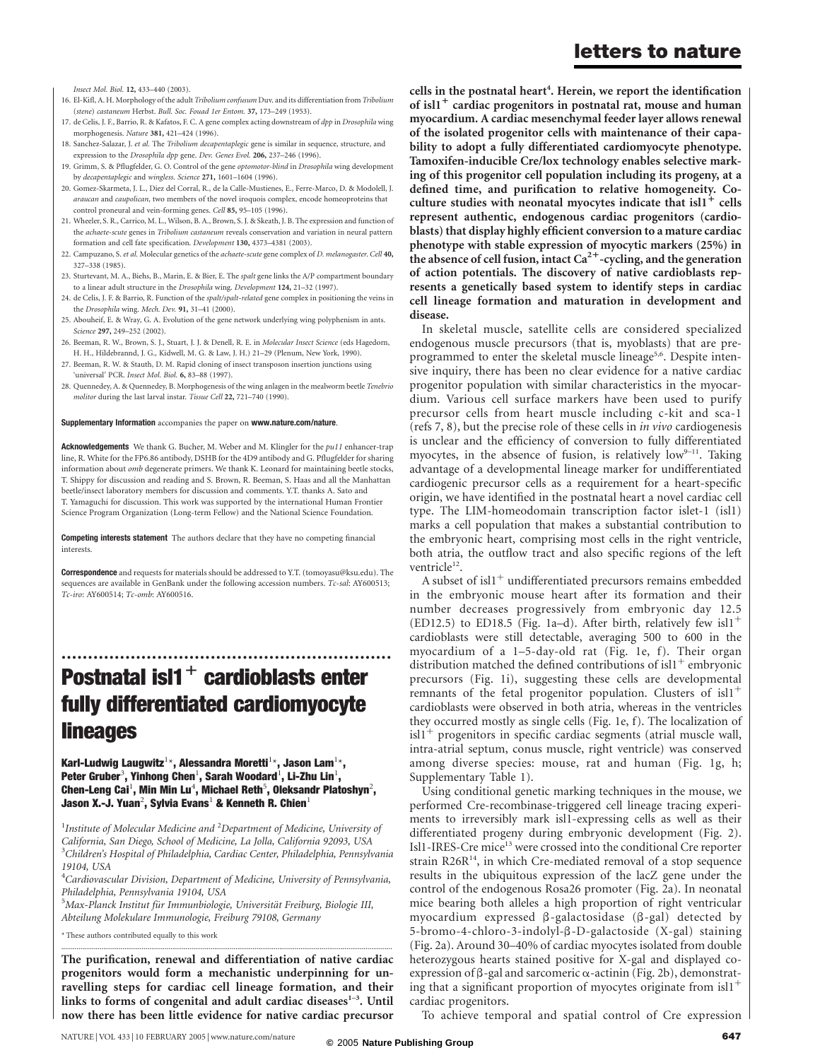*Insect Mol. Biol.* **12,** 433–440 (2003).

16. El-Kifl, A. H. Morphology of the adult *Tribolium confusum* Duv. and its differentiation from *Tribolium* (*stene*) *castaneum* Herbst. *Bull. Soc. Fouad 1er Entom.* **37,** 173–249 (1953).
17. de Celis, J. F., Barrio, R. & Kafatos, F. C. A gene complex acting downstream of *dpp* in *Drosophila* wing morphogenesis. *Nature* **381,** 421–424 (1996).
18. Sanchez-Salazar, J. *et al.* The *Tribolium decapentaplegic* gene is similar in sequence, structure, and expression to the *Drosophila dpp* gene. *Dev. Genes Evol.* **206,** 237–246 (1996).
19. Grimm, S. & Pflugfelder, G. O. Control of the gene *optomotor-blind* in *Drosophila* wing development by *decapentaplegic* and *wingless*. *Science* **271,** 1601–1604 (1996).
20. Gomez-Skarmeta, J. L., Diez del Corral, R., de la Calle-Mustienes, E., Ferre-Marco, D. & Modolell, J. *araucan* and *caupolican*, two members of the novel iroquois complex, encode homeoproteins that control proneural and vein-forming genes. *Cell* **85,** 95–105 (1996).
21. Wheeler, S. R., Carrico, M. L., Wilson, B. A., Brown, S. J. & Skeath, J. B. The expression and function of the *achaete-scute* genes in *Tribolium castaneum* reveals conservation and variation in neural pattern formation and cell fate specification. *Development* **130,** 4373–4381 (2003).
22. Campuzano, S. *et al.* Molecular genetics of the *achaete-scute* gene complex of *D. melanogaster*. *Cell* **40,** 327–338 (1985).
23. Sturtevant, M. A., Biehs, B., Marin, E. & Bier, E. The *spalt* gene links the A/P compartment boundary to a linear adult structure in the *Drosophila* wing. *Development* **124,** 21–32 (1997).
24. de Celis, J. F. & Barrio, R. Function of the *spalt/spalt-related* gene complex in positioning the veins in the *Drosophila* wing. *Mech. Dev.* **91,** 31–41 (2000).
25. Abouheif, E. & Wray, G. A. Evolution of the gene network underlying wing polyphenism in ants. *Science* **297,** 249–252 (2002).
26. Beeman, R. W., Brown, S. J., Stuart, J. J. & Denell, R. E. in *Molecular Insect Science* (eds Hagedorn, H. H., Hildebrannd, J. G., Kidwell, M. G. & Law, J. H.) 21–29 (Plenum, New York, 1990).
27. Beeman, R. W. & Stauth, D. M. Rapid cloning of insect transposon insertion junctions using 'universal' PCR. *Insect Mol. Biol.* **6,** 83–88 (1997).
28. Quennedey, A. & Quennedey, B. Morphogenesis of the wing anlagen in the mealworm beetle *Tenebrio molitor* during the last larval instar. *Tissue Cell* **22,** 721–740 (1990).

**Supplementary Information** accompanies the paper on **www.nature.com/nature**.

**Acknowledgements** We thank G. Bucher, M. Weber and M. Klingler for the *pu11* enhancer-trap line, R. White for the FP6.86 antibody, DSHB for the 4D9 antibody and G. Pflugfelder for sharing information about *omb* degenerate primers. We thank K. Leonard for maintaining beetle stocks, T. Shippy for discussion and reading and S. Brown, R. Beeman, S. Haas and all the Manhattan beetle/insect laboratory members for discussion and comments. Y.T. thanks A. Sato and T. Yamaguchi for discussion. This work was supported by the international Human Frontier Science Program Organization (Long-term Fellow) and the National Science Foundation.

**Competing interests statement** The authors declare that they have no competing financial interests.

**Correspondence** and requests for materials should be addressed to Y.T. (tomoyasu@ksu.edu). The sequences are available in GenBank under the following accession numbers. *Tc-sal*: AY600513; *Tc-iro*: AY600514; *Tc-omb*: AY600516.

# Postnatal isl1$^+$ cardioblasts enter fully differentiated cardiomyocyte lineages

**Karl-Ludwig Laugwitz[1]\*, Alessandra Moretti[1]\*, Jason Lam[1]\*, Peter Gruber[3], Yinhong Chen[1], Sarah Woodard[1], Li-Zhu Lin[1], Chen-Leng Cai[1], Min Min Lu[4], Michael Reth[5], Oleksandr Platoshyn[2], Jason X.-J. Yuan[2], Sylvia Evans[1] & Kenneth R. Chien[1]**

[1]*Institute of Molecular Medicine and* [2]*Department of Medicine, University of California, San Diego, School of Medicine, La Jolla, California 92093, USA*
[3]*Children's Hospital of Philadelphia, Cardiac Center, Philadelphia, Pennsylvania 19104, USA*
[4]*Cardiovascular Division, Department of Medicine, University of Pennsylvania, Philadelphia, Pennsylvania 19104, USA*
[5]*Max-Planck Institut für Immunbiologie, Universität Freiburg, Biologie III, Abteilung Molekulare Immunologie, Freiburg 79108, Germany*

\* These authors contributed equally to this work

**The purification, renewal and differentiation of native cardiac progenitors would form a mechanistic underpinning for unravelling steps for cardiac cell lineage formation, and their links to forms of congenital and adult cardiac diseases[1–3]. Until now there has been little evidence for native cardiac precursor cells in the postnatal heart[4]. Herein, we report the identification of isl1$^+$ cardiac progenitors in postnatal rat, mouse and human myocardium. A cardiac mesenchymal feeder layer allows renewal of the isolated progenitor cells with maintenance of their capability to adopt a fully differentiated cardiomyocyte phenotype. Tamoxifen-inducible Cre/lox technology enables selective marking of this progenitor cell population including its progeny, at a defined time, and purification to relative homogeneity. Co-culture studies with neonatal myocytes indicate that isl1$^+$ cells represent authentic, endogenous cardiac progenitors (cardioblasts) that display highly efficient conversion to a mature cardiac phenotype with stable expression of myocytic markers (25%) in the absence of cell fusion, intact $Ca^{2+}$-cycling, and the generation of action potentials. The discovery of native cardioblasts represents a genetically based system to identify steps in cardiac cell lineage formation and maturation in development and disease.**

In skeletal muscle, satellite cells are considered specialized endogenous muscle precursors (that is, myoblasts) that are preprogrammed to enter the skeletal muscle lineage[5,6]. Despite intensive inquiry, there has been no clear evidence for a native cardiac progenitor population with similar characteristics in the myocardium. Various cell surface markers have been used to purify precursor cells from heart muscle including c-kit and sca-1 (refs 7, 8), but the precise role of these cells in *in vivo* cardiogenesis is unclear and the efficiency of conversion to fully differentiated myocytes, in the absence of fusion, is relatively low[9–11]. Taking advantage of a developmental lineage marker for undifferentiated cardiogenic precursor cells as a requirement for a heart-specific origin, we have identified in the postnatal heart a novel cardiac cell type. The LIM-homeodomain transcription factor islet-1 (isl1) marks a cell population that makes a substantial contribution to the embryonic heart, comprising most cells in the right ventricle, both atria, the outflow tract and also specific regions of the left ventricle[12].

A subset of isl1$^+$ undifferentiated precursors remains embedded in the embryonic mouse heart after its formation and their number decreases progressively from embryonic day 12.5 (ED12.5) to ED18.5 (Fig. 1a–d). After birth, relatively few isl1$^+$ cardioblasts were still detectable, averaging 500 to 600 in the myocardium of a 1–5-day-old rat (Fig. 1e, f). Their organ distribution matched the defined contributions of isl1$^+$ embryonic precursors (Fig. 1i), suggesting these cells are developmental remnants of the fetal progenitor population. Clusters of isl1$^+$ cardioblasts were observed in both atria, whereas in the ventricles they occurred mostly as single cells (Fig. 1e, f). The localization of isl1$^+$ progenitors in specific cardiac segments (atrial muscle wall, intra-atrial septum, conus muscle, right ventricle) was conserved among diverse species: mouse, rat and human (Fig. 1g, h; Supplementary Table 1).

Using conditional genetic marking techniques in the mouse, we performed Cre-recombinase-triggered cell lineage tracing experiments to irreversibly mark isl1-expressing cells as well as their differentiated progeny during embryonic development (Fig. 2). Isl1-IRES-Cre mice[13] were crossed into the conditional Cre reporter strain R26R[14], in which Cre-mediated removal of a stop sequence results in the ubiquitous expression of the lacZ gene under the control of the endogenous Rosa26 promoter (Fig. 2a). In neonatal mice bearing both alleles a high proportion of right ventricular myocardium expressed β-galactosidase (β-gal) detected by 5-bromo-4-chloro-3-indolyl-β-D-galactoside (X-gal) staining (Fig. 2a). Around 30–40% of cardiac myocytes isolated from double heterozygous hearts stained positive for X-gal and displayed co-expression of β-gal and sarcomeric α-actinin (Fig. 2b), demonstrating that a significant proportion of myocytes originate from isl1$^+$ cardiac progenitors.

To achieve temporal and spatial control of Cre expression